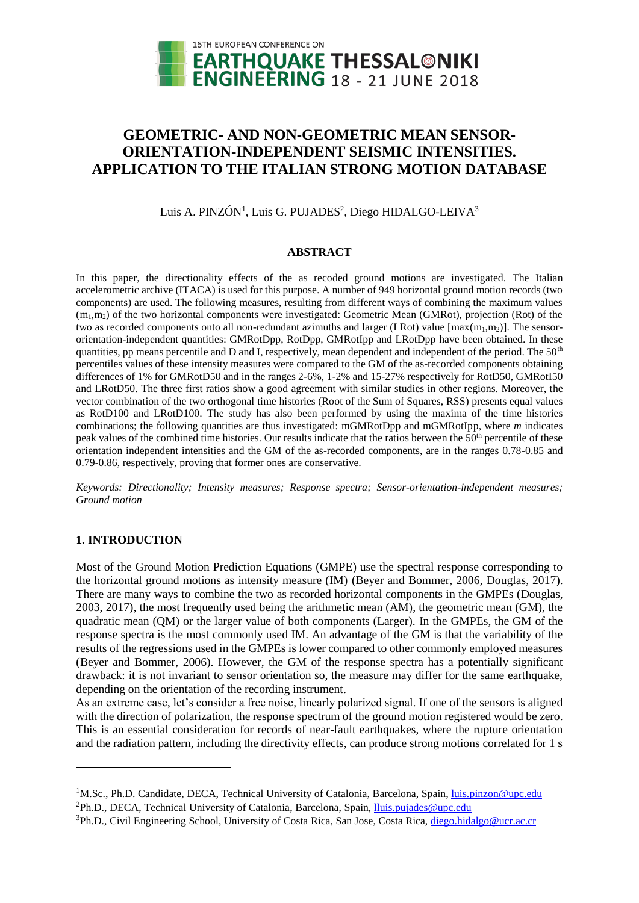# GEOMETRIC- AND NON-GEOMETRIC MEAN SENSOR-ORIENTATION-INDEPENDENT SEISMIC INTENSITIES. APPLICATION TO THE ITALIAN STRONG MOTION DATABASE

Luis A. PINZÓN[1], Luis G. PUJADES[2], Diego HIDALGO-LEIVA[3]

## ABSTRACT

In this paper, the directionality effects of the as recoded ground motions are investigated. The Italian accelerometric archive (ITACA) is used for this purpose. A number of 949 horizontal ground motion records (two components) are used. The following measures, resulting from different ways of combining the maximum values ($m_1$,$m_2$) of the two horizontal components were investigated: Geometric Mean (GMRot), projection (Rot) of the two as recorded components onto all non-redundant azimuths and larger (LRot) value [max($m_1$,$m_2$)]. The sensor-orientation-independent quantities: GMRotDpp, RotDpp, GMRotIpp and LRotDpp have been obtained. In these quantities, pp means percentile and D and I, respectively, mean dependent and independent of the period. The 50[th] percentiles values of these intensity measures were compared to the GM of the as-recorded components obtaining differences of 1% for GMRotD50 and in the ranges 2-6%, 1-2% and 15-27% respectively for RotD50, GMRotI50 and LRotD50. The three first ratios show a good agreement with similar studies in other regions. Moreover, the vector combination of the two orthogonal time histories (Root of the Sum of Squares, RSS) presents equal values as RotD100 and LRotD100. The study has also been performed by using the maxima of the time histories combinations; the following quantities are thus investigated: mGMRotDpp and mGMRotIpp, where *m* indicates peak values of the combined time histories. Our results indicate that the ratios between the 50[th] percentile of these orientation independent intensities and the GM of the as-recorded components, are in the ranges 0.78-0.85 and 0.79-0.86, respectively, proving that former ones are conservative.

*Keywords: Directionality; Intensity measures; Response spectra; Sensor-orientation-independent measures; Ground motion*

## 1. INTRODUCTION

Most of the Ground Motion Prediction Equations (GMPE) use the spectral response corresponding to the horizontal ground motions as intensity measure (IM) (Beyer and Bommer, 2006, Douglas, 2017). There are many ways to combine the two as recorded horizontal components in the GMPEs (Douglas, 2003, 2017), the most frequently used being the arithmetic mean (AM), the geometric mean (GM), the quadratic mean (QM) or the larger value of both components (Larger). In the GMPEs, the GM of the response spectra is the most commonly used IM. An advantage of the GM is that the variability of the results of the regressions used in the GMPEs is lower compared to other commonly employed measures (Beyer and Bommer, 2006). However, the GM of the response spectra has a potentially significant drawback: it is not invariant to sensor orientation so, the measure may differ for the same earthquake, depending on the orientation of the recording instrument.

As an extreme case, let's consider a free noise, linearly polarized signal. If one of the sensors is aligned with the direction of polarization, the response spectrum of the ground motion registered would be zero. This is an essential consideration for records of near-fault earthquakes, where the rupture orientation and the radiation pattern, including the directivity effects, can produce strong motions correlated for 1 s

---

[1]M.Sc., Ph.D. Candidate, DECA, Technical University of Catalonia, Barcelona, Spain, luis.pinzon@upc.edu

[2]Ph.D., DECA, Technical University of Catalonia, Barcelona, Spain, lluis.pujades@upc.edu

[3]Ph.D., Civil Engineering School, University of Costa Rica, San Jose, Costa Rica, diego.hidalgo@ucr.ac.cr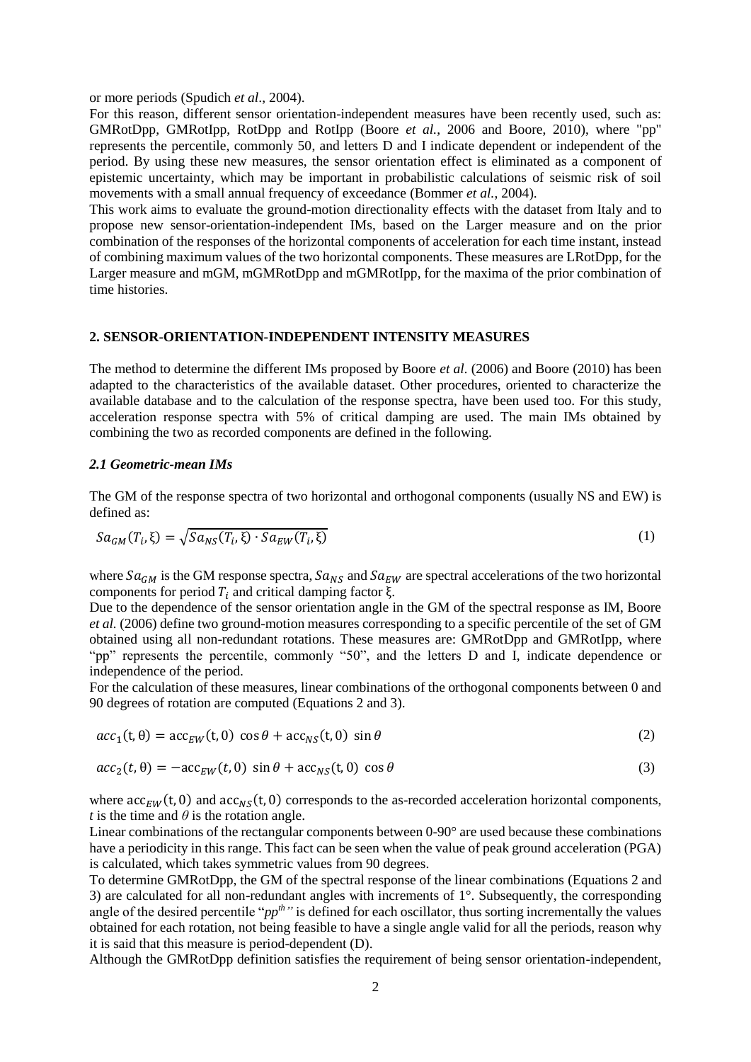or more periods (Spudich *et al*., 2004).

For this reason, different sensor orientation-independent measures have been recently used, such as: GMRotDpp, GMRotIpp, RotDpp and RotIpp (Boore *et al.*, 2006 and Boore, 2010), where "pp" represents the percentile, commonly 50, and letters D and I indicate dependent or independent of the period. By using these new measures, the sensor orientation effect is eliminated as a component of epistemic uncertainty, which may be important in probabilistic calculations of seismic risk of soil movements with a small annual frequency of exceedance (Bommer *et al.*, 2004).

This work aims to evaluate the ground-motion directionality effects with the dataset from Italy and to propose new sensor-orientation-independent IMs, based on the Larger measure and on the prior combination of the responses of the horizontal components of acceleration for each time instant, instead of combining maximum values of the two horizontal components. These measures are LRotDpp, for the Larger measure and mGM, mGMRotDpp and mGMRotIpp, for the maxima of the prior combination of time histories.

## 2. SENSOR-ORIENTATION-INDEPENDENT INTENSITY MEASURES

The method to determine the different IMs proposed by Boore *et al.* (2006) and Boore (2010) has been adapted to the characteristics of the available dataset. Other procedures, oriented to characterize the available database and to the calculation of the response spectra, have been used too. For this study, acceleration response spectra with 5% of critical damping are used. The main IMs obtained by combining the two as recorded components are defined in the following.

### *2.1 Geometric-mean IMs*

The GM of the response spectra of two horizontal and orthogonal components (usually NS and EW) is defined as:

$$Sa_{GM}(T_i, \xi) = \sqrt{Sa_{NS}(T_i, \xi) \cdot Sa_{EW}(T_i, \xi)} \tag{1}$$

where $Sa_{GM}$ is the GM response spectra, $Sa_{NS}$ and $Sa_{EW}$ are spectral accelerations of the two horizontal components for period $T_i$ and critical damping factor ξ.

Due to the dependence of the sensor orientation angle in the GM of the spectral response as IM, Boore *et al.* (2006) define two ground-motion measures corresponding to a specific percentile of the set of GM obtained using all non-redundant rotations. These measures are: GMRotDpp and GMRotIpp, where "pp" represents the percentile, commonly "50", and the letters D and I, indicate dependence or independence of the period.

For the calculation of these measures, linear combinations of the orthogonal components between 0 and 90 degrees of rotation are computed (Equations 2 and 3).

$$acc_1(t, \theta) = acc_{EW}(t, 0)\ \cos\theta + acc_{NS}(t, 0)\ \sin\theta \tag{2}$$

$$acc_2(t, \theta) = -acc_{EW}(t, 0)\ \sin\theta + acc_{NS}(t, 0)\ \cos\theta \tag{3}$$

where $acc_{EW}(t, 0)$ and $acc_{NS}(t, 0)$ corresponds to the as-recorded acceleration horizontal components, $t$ is the time and $\theta$ is the rotation angle.

Linear combinations of the rectangular components between 0-90° are used because these combinations have a periodicity in this range. This fact can be seen when the value of peak ground acceleration (PGA) is calculated, which takes symmetric values from 90 degrees.

To determine GMRotDpp, the GM of the spectral response of the linear combinations (Equations 2 and 3) are calculated for all non-redundant angles with increments of 1°. Subsequently, the corresponding angle of the desired percentile "$pp^{th}$" is defined for each oscillator, thus sorting incrementally the values obtained for each rotation, not being feasible to have a single angle valid for all the periods, reason why it is said that this measure is period-dependent (D).

Although the GMRotDpp definition satisfies the requirement of being sensor orientation-independent,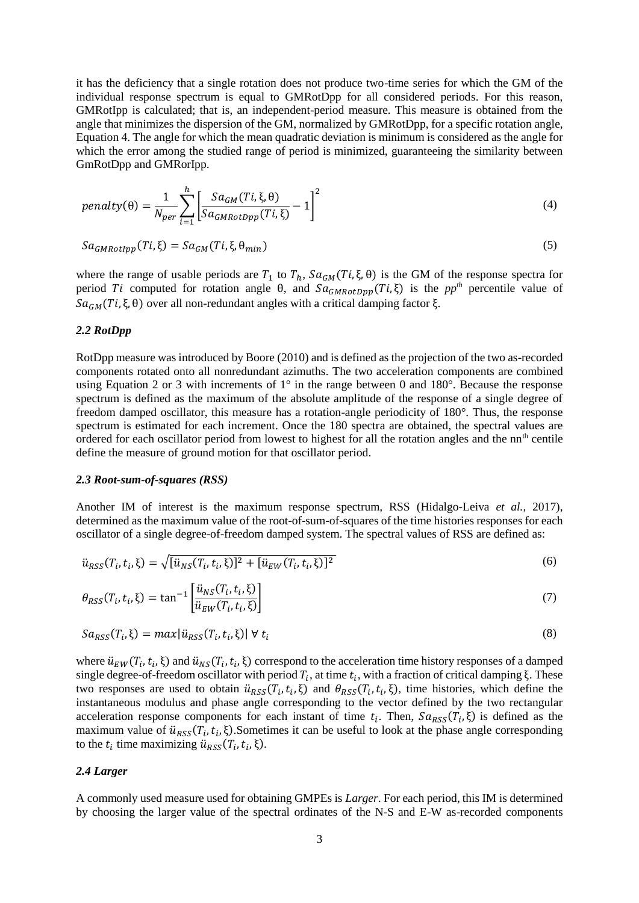it has the deficiency that a single rotation does not produce two-time series for which the GM of the individual response spectrum is equal to GMRotDpp for all considered periods. For this reason, GMRotIpp is calculated; that is, an independent-period measure. This measure is obtained from the angle that minimizes the dispersion of the GM, normalized by GMRotDpp, for a specific rotation angle, Equation 4. The angle for which the mean quadratic deviation is minimum is considered as the angle for which the error among the studied range of period is minimized, guaranteeing the similarity between GmRotDpp and GMRorIpp.

$$penalty(\theta) = \frac{1}{N_{per}} \sum_{i=1}^{h} \left[ \frac{Sa_{GM}(Ti, \xi, \theta)}{Sa_{GMRotDpp}(Ti, \xi)} - 1 \right]^2 \tag{4}$$

$$Sa_{GMRotIpp}(Ti, \xi) = Sa_{GM}(Ti, \xi, \theta_{min}) \tag{5}$$

where the range of usable periods are $T_1$ to $T_h$, $Sa_{GM}(Ti, \xi, \theta)$ is the GM of the response spectra for period $Ti$ computed for rotation angle $\theta$, and $Sa_{GMRotDpp}(Ti, \xi)$ is the $pp^{th}$ percentile value of $Sa_{GM}(Ti, \xi, \theta)$ over all non-redundant angles with a critical damping factor $\xi$.

### *2.2 RotDpp*

RotDpp measure was introduced by Boore (2010) and is defined as the projection of the two as-recorded components rotated onto all nonredundant azimuths. The two acceleration components are combined using Equation 2 or 3 with increments of 1° in the range between 0 and 180°. Because the response spectrum is defined as the maximum of the absolute amplitude of the response of a single degree of freedom damped oscillator, this measure has a rotation-angle periodicity of 180°. Thus, the response spectrum is estimated for each increment. Once the 180 spectra are obtained, the spectral values are ordered for each oscillator period from lowest to highest for all the rotation angles and the $nn^{th}$ centile define the measure of ground motion for that oscillator period.

### *2.3 Root-sum-of-squares (RSS)*

Another IM of interest is the maximum response spectrum, RSS (Hidalgo-Leiva *et al.*, 2017), determined as the maximum value of the root-of-sum-of-squares of the time histories responses for each oscillator of a single degree-of-freedom damped system. The spectral values of RSS are defined as:

$$\ddot{u}_{RSS}(T_i, t_i, \xi) = \sqrt{[\ddot{u}_{NS}(T_i, t_i, \xi)]^2 + [\ddot{u}_{EW}(T_i, t_i, \xi)]^2} \tag{6}$$

$$\theta_{RSS}(T_i, t_i, \xi) = \tan^{-1} \left[ \frac{\ddot{u}_{NS}(T_i, t_i, \xi)}{\ddot{u}_{EW}(T_i, t_i, \xi)} \right] \tag{7}$$

$$Sa_{RSS}(T_i, \xi) = max|\ddot{u}_{RSS}(T_i, t_i, \xi)| \; \forall \; t_i \tag{8}$$

where $\ddot{u}_{EW}(T_i, t_i, \xi)$ and $\ddot{u}_{NS}(T_i, t_i, \xi)$ correspond to the acceleration time history responses of a damped single degree-of-freedom oscillator with period $T_i$, at time $t_i$, with a fraction of critical damping $\xi$. These two responses are used to obtain $\ddot{u}_{RSS}(T_i, t_i, \xi)$ and $\theta_{RSS}(T_i, t_i, \xi)$, time histories, which define the instantaneous modulus and phase angle corresponding to the vector defined by the two rectangular acceleration response components for each instant of time $t_i$. Then, $Sa_{RSS}(T_i, \xi)$ is defined as the maximum value of $\ddot{u}_{RSS}(T_i, t_i, \xi)$.Sometimes it can be useful to look at the phase angle corresponding to the $t_i$ time maximizing $\ddot{u}_{RSS}(T_i, t_i, \xi)$.

### *2.4 Larger*

A commonly used measure used for obtaining GMPEs is *Larger*. For each period, this IM is determined by choosing the larger value of the spectral ordinates of the N-S and E-W as-recorded components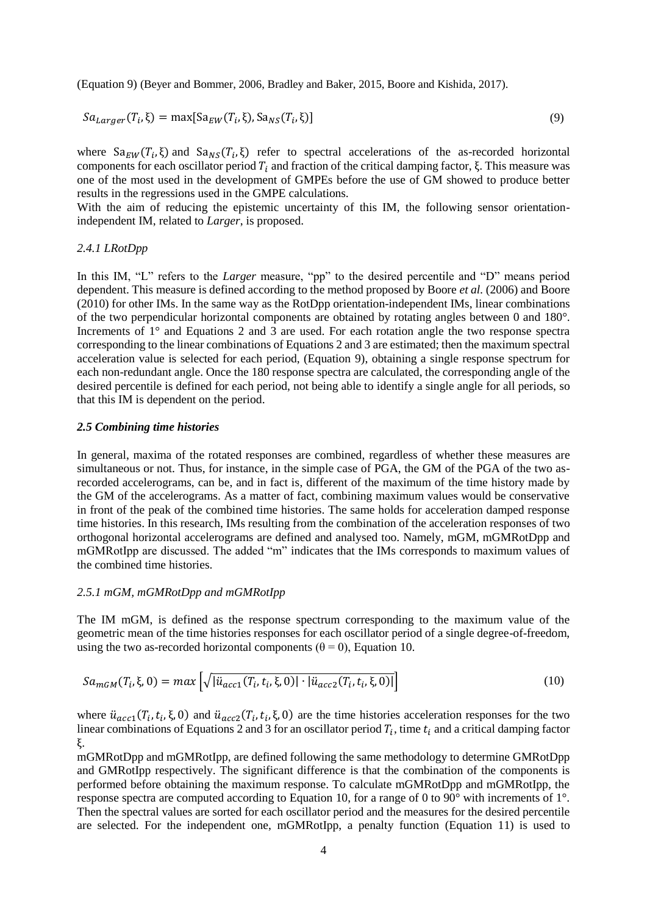(Equation 9) (Beyer and Bommer, 2006, Bradley and Baker, 2015, Boore and Kishida, 2017).

$$Sa_{Larger}(T_i, \xi) = \max[\mathrm{Sa}_{EW}(T_i, \xi), \mathrm{Sa}_{NS}(T_i, \xi)] \tag{9}$$

where $\mathrm{Sa}_{EW}(T_i, \xi)$ and $\mathrm{Sa}_{NS}(T_i, \xi)$ refer to spectral accelerations of the as-recorded horizontal components for each oscillator period $T_i$ and fraction of the critical damping factor, ξ. This measure was one of the most used in the development of GMPEs before the use of GM showed to produce better results in the regressions used in the GMPE calculations.

With the aim of reducing the epistemic uncertainty of this IM, the following sensor orientation-independent IM, related to *Larger*, is proposed.

### *2.4.1 LRotDpp*

In this IM, "L" refers to the *Larger* measure, "pp" to the desired percentile and "D" means period dependent. This measure is defined according to the method proposed by Boore *et al.* (2006) and Boore (2010) for other IMs. In the same way as the RotDpp orientation-independent IMs, linear combinations of the two perpendicular horizontal components are obtained by rotating angles between 0 and 180°. Increments of 1° and Equations 2 and 3 are used. For each rotation angle the two response spectra corresponding to the linear combinations of Equations 2 and 3 are estimated; then the maximum spectral acceleration value is selected for each period, (Equation 9), obtaining a single response spectrum for each non-redundant angle. Once the 180 response spectra are calculated, the corresponding angle of the desired percentile is defined for each period, not being able to identify a single angle for all periods, so that this IM is dependent on the period.

## ***2.5 Combining time histories***

In general, maxima of the rotated responses are combined, regardless of whether these measures are simultaneous or not. Thus, for instance, in the simple case of PGA, the GM of the PGA of the two as-recorded accelerograms, can be, and in fact is, different of the maximum of the time history made by the GM of the accelerograms. As a matter of fact, combining maximum values would be conservative in front of the peak of the combined time histories. The same holds for acceleration damped response time histories. In this research, IMs resulting from the combination of the acceleration responses of two orthogonal horizontal accelerograms are defined and analysed too. Namely, mGM, mGMRotDpp and mGMRotIpp are discussed. The added "m" indicates that the IMs corresponds to maximum values of the combined time histories.

### *2.5.1 mGM, mGMRotDpp and mGMRotIpp*

The IM mGM, is defined as the response spectrum corresponding to the maximum value of the geometric mean of the time histories responses for each oscillator period of a single degree-of-freedom, using the two as-recorded horizontal components (θ = 0), Equation 10.

$$Sa_{mGM}(T_i, \xi, 0) = max\left[\sqrt{|\ddot{u}_{acc1}(T_i, t_i, \xi, 0)| \cdot |\ddot{u}_{acc2}(T_i, t_i, \xi, 0)|}\right] \tag{10}$$

where $\ddot{u}_{acc1}(T_i, t_i, \xi, 0)$ and $\ddot{u}_{acc2}(T_i, t_i, \xi, 0)$ are the time histories acceleration responses for the two linear combinations of Equations 2 and 3 for an oscillator period $T_i$, time $t_i$ and a critical damping factor ξ.

mGMRotDpp and mGMRotIpp, are defined following the same methodology to determine GMRotDpp and GMRotIpp respectively. The significant difference is that the combination of the components is performed before obtaining the maximum response. To calculate mGMRotDpp and mGMRotIpp, the response spectra are computed according to Equation 10, for a range of 0 to 90° with increments of 1°. Then the spectral values are sorted for each oscillator period and the measures for the desired percentile are selected. For the independent one, mGMRotIpp, a penalty function (Equation 11) is used to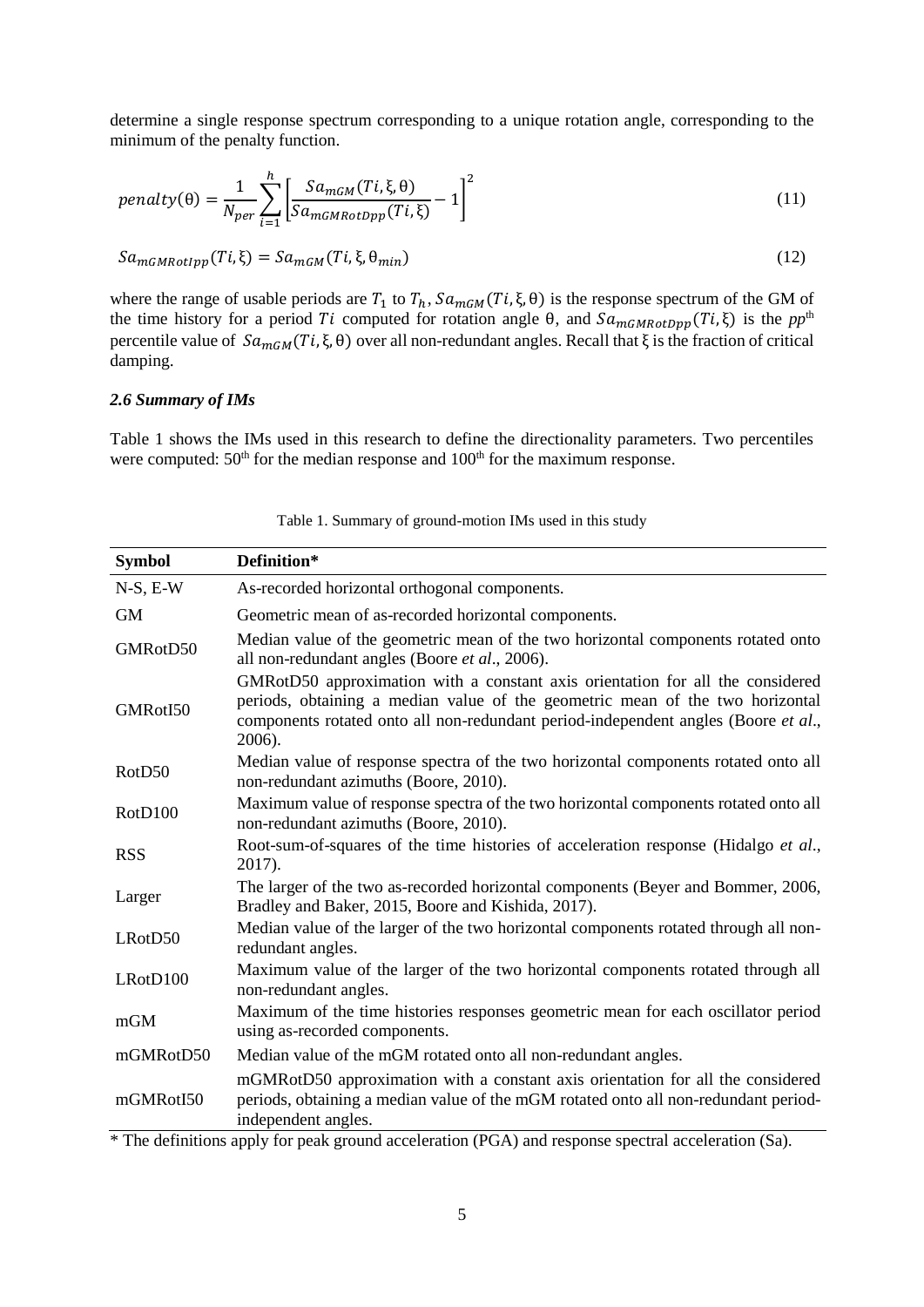determine a single response spectrum corresponding to a unique rotation angle, corresponding to the minimum of the penalty function.

$$penalty(\theta) = \frac{1}{N_{per}} \sum_{i=1}^{h} \left[ \frac{Sa_{mGM}(Ti, \xi, \theta)}{Sa_{mGMRotDpp}(Ti, \xi)} - 1 \right]^2 \tag{11}$$

$$Sa_{mGMRotIpp}(Ti, \xi) = Sa_{mGM}(Ti, \xi, \theta_{min}) \tag{12}$$

where the range of usable periods are $T_1$ to $T_h$, $Sa_{mGM}(Ti, \xi, \theta)$ is the response spectrum of the GM of the time history for a period $Ti$ computed for rotation angle $\theta$, and $Sa_{mGMRotDpp}(Ti, \xi)$ is the $pp^{\text{th}}$ percentile value of $Sa_{mGM}(Ti, \xi, \theta)$ over all non-redundant angles. Recall that $\xi$ is the fraction of critical damping.

### *2.6 Summary of IMs*

Table 1 shows the IMs used in this research to define the directionality parameters. Two percentiles were computed: $50^{\text{th}}$ for the median response and $100^{\text{th}}$ for the maximum response.

Table 1. Summary of ground-motion IMs used in this study

| **Symbol** | **Definition*** |
|---|---|
| N-S, E-W | As-recorded horizontal orthogonal components. |
| GM | Geometric mean of as-recorded horizontal components. |
| GMRotD50 | Median value of the geometric mean of the two horizontal components rotated onto all non-redundant angles (Boore *et al*., 2006). |
| GMRotI50 | GMRotD50 approximation with a constant axis orientation for all the considered periods, obtaining a median value of the geometric mean of the two horizontal components rotated onto all non-redundant period-independent angles (Boore *et al*., 2006). |
| RotD50 | Median value of response spectra of the two horizontal components rotated onto all non-redundant azimuths (Boore, 2010). |
| RotD100 | Maximum value of response spectra of the two horizontal components rotated onto all non-redundant azimuths (Boore, 2010). |
| RSS | Root-sum-of-squares of the time histories of acceleration response (Hidalgo *et al*., 2017). |
| Larger | The larger of the two as-recorded horizontal components (Beyer and Bommer, 2006, Bradley and Baker, 2015, Boore and Kishida, 2017). |
| LRotD50 | Median value of the larger of the two horizontal components rotated through all non-redundant angles. |
| LRotD100 | Maximum value of the larger of the two horizontal components rotated through all non-redundant angles. |
| mGM | Maximum of the time histories responses geometric mean for each oscillator period using as-recorded components. |
| mGMRotD50 | Median value of the mGM rotated onto all non-redundant angles. |
| mGMRotI50 | mGMRotD50 approximation with a constant axis orientation for all the considered periods, obtaining a median value of the mGM rotated onto all non-redundant period-independent angles. |

\* The definitions apply for peak ground acceleration (PGA) and response spectral acceleration (Sa).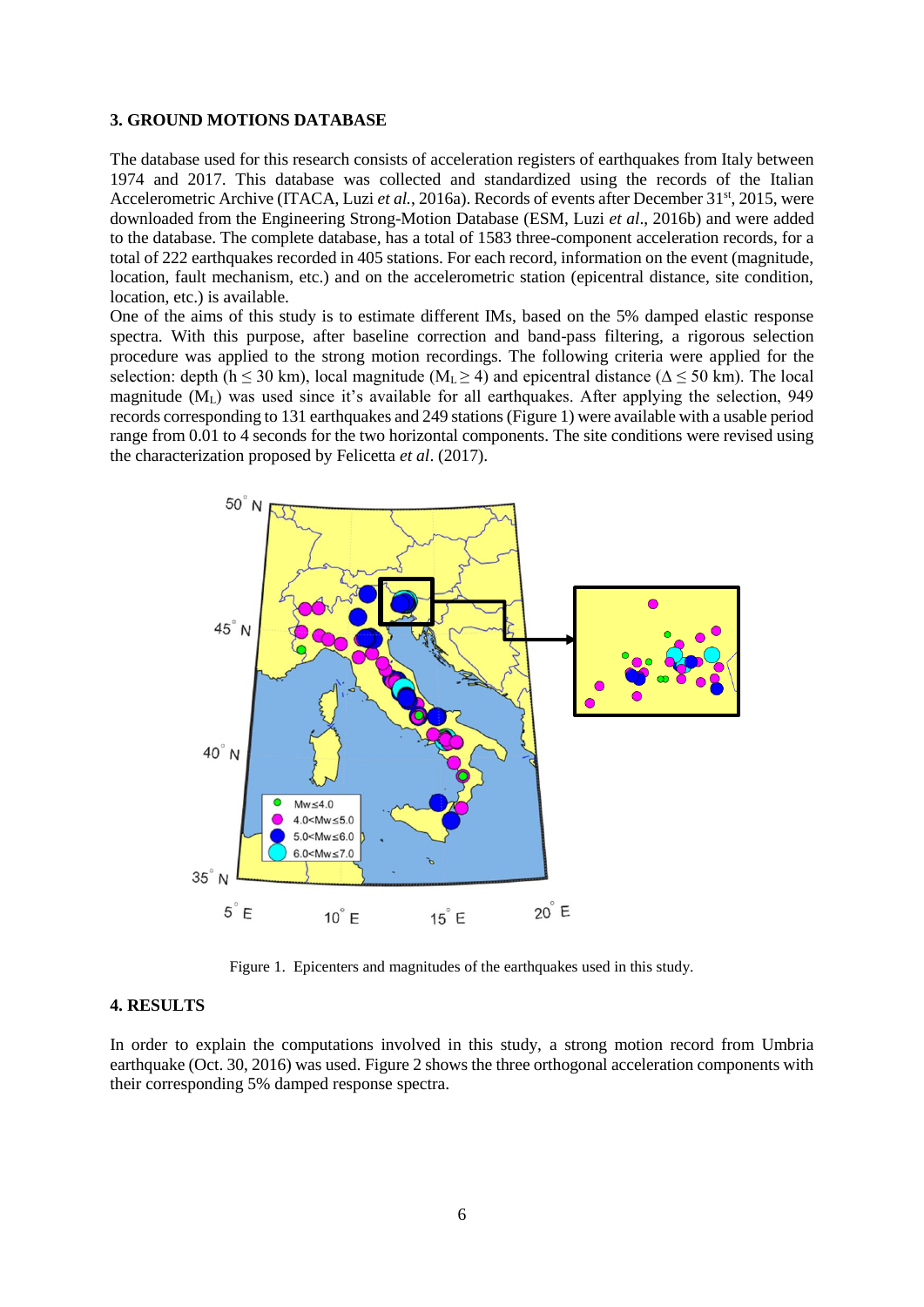## 3. GROUND MOTIONS DATABASE

The database used for this research consists of acceleration registers of earthquakes from Italy between 1974 and 2017. This database was collected and standardized using the records of the Italian Accelerometric Archive (ITACA, Luzi *et al.*, 2016a). Records of events after December 31st, 2015, were downloaded from the Engineering Strong-Motion Database (ESM, Luzi *et al*., 2016b) and were added to the database. The complete database, has a total of 1583 three-component acceleration records, for a total of 222 earthquakes recorded in 405 stations. For each record, information on the event (magnitude, location, fault mechanism, etc.) and on the accelerometric station (epicentral distance, site condition, location, etc.) is available.

One of the aims of this study is to estimate different IMs, based on the 5% damped elastic response spectra. With this purpose, after baseline correction and band-pass filtering, a rigorous selection procedure was applied to the strong motion recordings. The following criteria were applied for the selection: depth ($h \leq 30$ km), local magnitude ($M_L \geq 4$) and epicentral distance ($\Delta \leq 50$ km). The local magnitude ($M_L$) was used since it's available for all earthquakes. After applying the selection, 949 records corresponding to 131 earthquakes and 249 stations (Figure 1) were available with a usable period range from 0.01 to 4 seconds for the two horizontal components. The site conditions were revised using the characterization proposed by Felicetta *et al*. (2017).

Figure 1. Epicenters and magnitudes of the earthquakes used in this study.

## 4. RESULTS

In order to explain the computations involved in this study, a strong motion record from Umbria earthquake (Oct. 30, 2016) was used. Figure 2 shows the three orthogonal acceleration components with their corresponding 5% damped response spectra.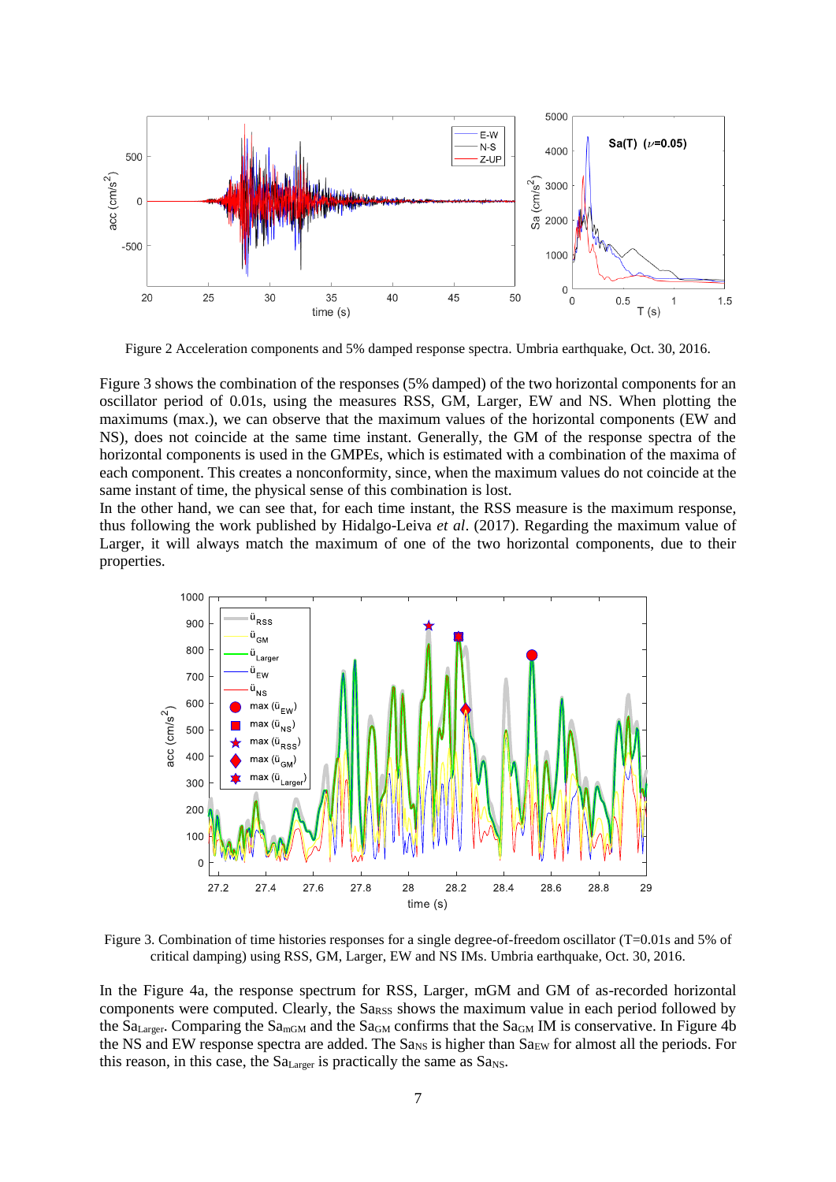Figure 2 Acceleration components and 5% damped response spectra. Umbria earthquake, Oct. 30, 2016.

Figure 3 shows the combination of the responses (5% damped) of the two horizontal components for an oscillator period of 0.01s, using the measures RSS, GM, Larger, EW and NS. When plotting the maximums (max.), we can observe that the maximum values of the horizontal components (EW and NS), does not coincide at the same time instant. Generally, the GM of the response spectra of the horizontal components is used in the GMPEs, which is estimated with a combination of the maxima of each component. This creates a nonconformity, since, when the maximum values do not coincide at the same instant of time, the physical sense of this combination is lost.

In the other hand, we can see that, for each time instant, the RSS measure is the maximum response, thus following the work published by Hidalgo-Leiva *et al*. (2017). Regarding the maximum value of Larger, it will always match the maximum of one of the two horizontal components, due to their properties.

Figure 3. Combination of time histories responses for a single degree-of-freedom oscillator (T=0.01s and 5% of critical damping) using RSS, GM, Larger, EW and NS IMs. Umbria earthquake, Oct. 30, 2016.

In the Figure 4a, the response spectrum for RSS, Larger, mGM and GM of as-recorded horizontal components were computed. Clearly, the $Sa_{RSS}$ shows the maximum value in each period followed by the $Sa_{Larger}$. Comparing the $Sa_{mGM}$ and the $Sa_{GM}$ confirms that the $Sa_{GM}$ IM is conservative. In Figure 4b the NS and EW response spectra are added. The $Sa_{NS}$ is higher than $Sa_{EW}$ for almost all the periods. For this reason, in this case, the $Sa_{Larger}$ is practically the same as $Sa_{NS}$.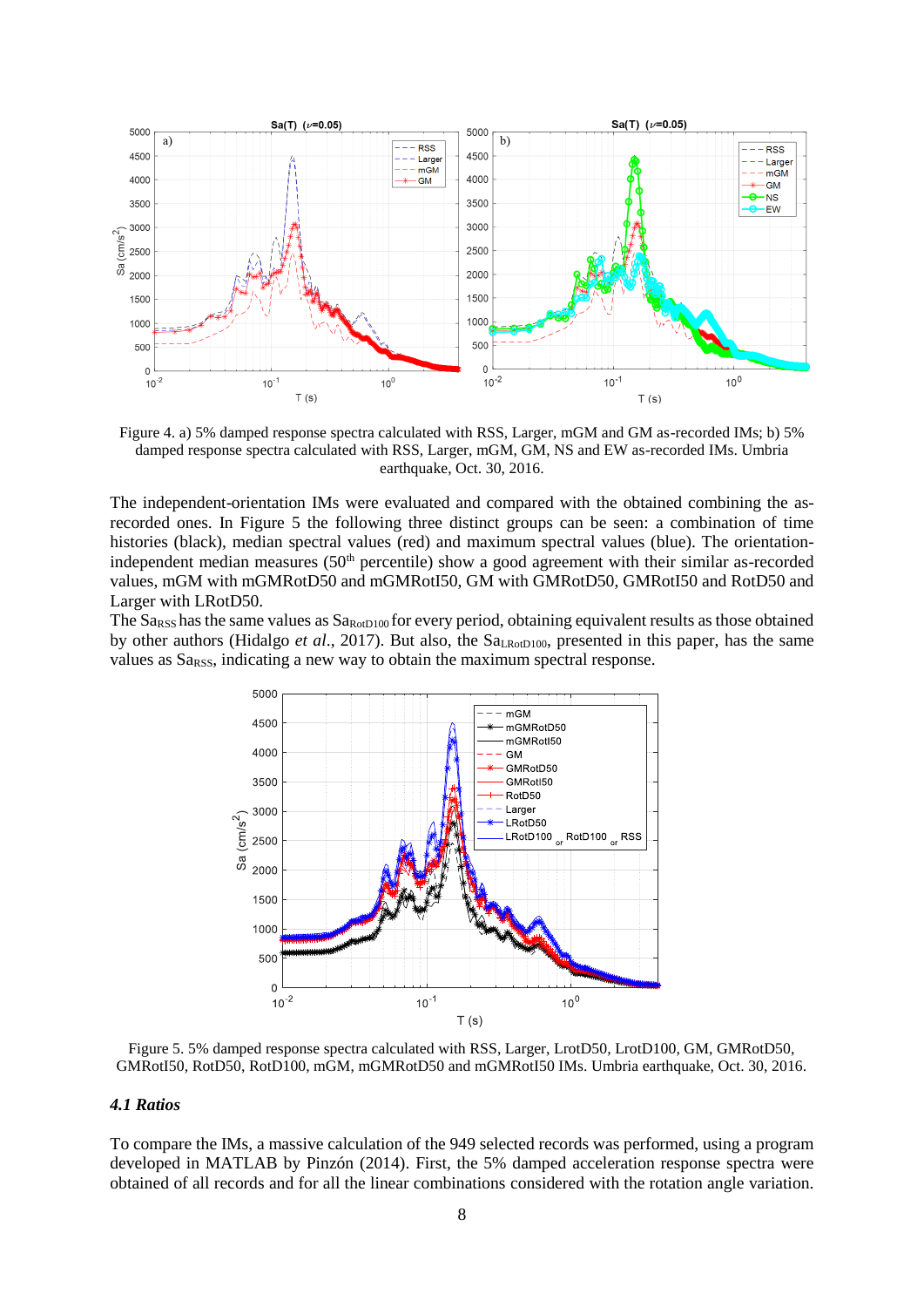Figure 4. a) 5% damped response spectra calculated with RSS, Larger, mGM and GM as-recorded IMs; b) 5% damped response spectra calculated with RSS, Larger, mGM, GM, NS and EW as-recorded IMs. Umbria earthquake, Oct. 30, 2016.

The independent-orientation IMs were evaluated and compared with the obtained combining the as-recorded ones. In Figure 5 the following three distinct groups can be seen: a combination of time histories (black), median spectral values (red) and maximum spectral values (blue). The orientation-independent median measures (50th percentile) show a good agreement with their similar as-recorded values, mGM with mGMRotD50 and mGMRotI50, GM with GMRotD50, GMRotI50 and RotD50 and Larger with LRotD50.

The $Sa_{RSS}$ has the same values as $Sa_{RotD100}$ for every period, obtaining equivalent results as those obtained by other authors (Hidalgo *et al*., 2017). But also, the $Sa_{LRotD100}$, presented in this paper, has the same values as $Sa_{RSS}$, indicating a new way to obtain the maximum spectral response.

Figure 5. 5% damped response spectra calculated with RSS, Larger, LrotD50, LrotD100, GM, GMRotD50, GMRotI50, RotD50, RotD100, mGM, mGMRotD50 and mGMRotI50 IMs. Umbria earthquake, Oct. 30, 2016.

### *4.1 Ratios*

To compare the IMs, a massive calculation of the 949 selected records was performed, using a program developed in MATLAB by Pinzón (2014). First, the 5% damped acceleration response spectra were obtained of all records and for all the linear combinations considered with the rotation angle variation.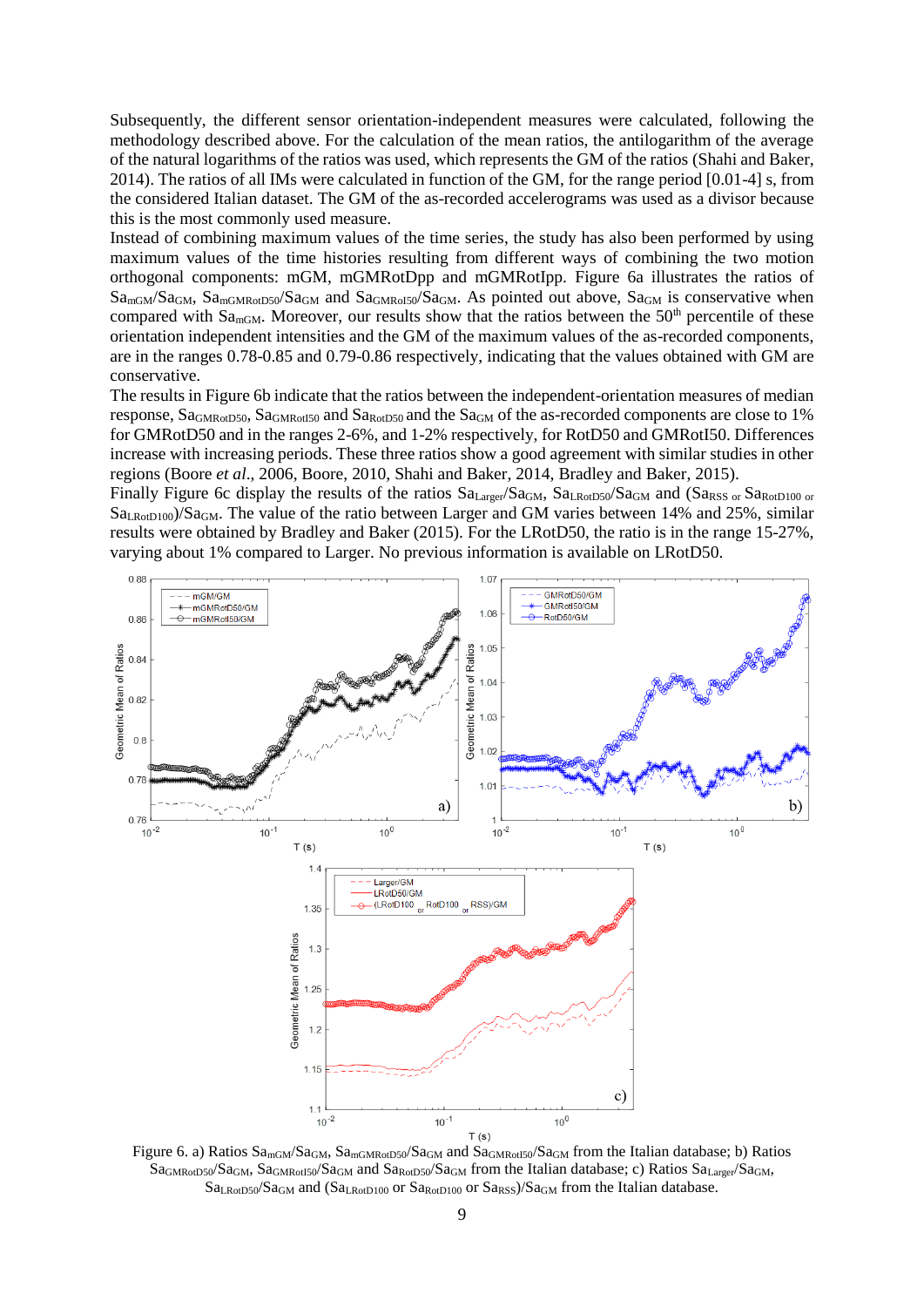Subsequently, the different sensor orientation-independent measures were calculated, following the methodology described above. For the calculation of the mean ratios, the antilogarithm of the average of the natural logarithms of the ratios was used, which represents the GM of the ratios (Shahi and Baker, 2014). The ratios of all IMs were calculated in function of the GM, for the range period [0.01-4] s, from the considered Italian dataset. The GM of the as-recorded accelerograms was used as a divisor because this is the most commonly used measure.

Instead of combining maximum values of the time series, the study has also been performed by using maximum values of the time histories resulting from different ways of combining the two motion orthogonal components: mGM, mGMRotDpp and mGMRotIpp. Figure 6a illustrates the ratios of $Sa_{mGM}/Sa_{GM}$, $Sa_{mGMRotD50}/Sa_{GM}$ and $Sa_{GMRotI50}/Sa_{GM}$. As pointed out above, $Sa_{GM}$ is conservative when compared with $Sa_{mGM}$. Moreover, our results show that the ratios between the 50$^{th}$ percentile of these orientation independent intensities and the GM of the maximum values of the as-recorded components, are in the ranges 0.78-0.85 and 0.79-0.86 respectively, indicating that the values obtained with GM are conservative.

The results in Figure 6b indicate that the ratios between the independent-orientation measures of median response, $Sa_{GMRotD50}$, $Sa_{GMRotI50}$ and $Sa_{RotD50}$ and the $Sa_{GM}$ of the as-recorded components are close to 1% for GMRotD50 and in the ranges 2-6%, and 1-2% respectively, for RotD50 and GMRotI50. Differences increase with increasing periods. These three ratios show a good agreement with similar studies in other regions (Boore *et al*., 2006, Boore, 2010, Shahi and Baker, 2014, Bradley and Baker, 2015).

Finally Figure 6c display the results of the ratios $Sa_{Larger}/Sa_{GM}$, $Sa_{LRotD50}/Sa_{GM}$ and ($Sa_{RSS}$ or $Sa_{RotD100}$ or $Sa_{LRotD100}$)/$Sa_{GM}$. The value of the ratio between Larger and GM varies between 14% and 25%, similar results were obtained by Bradley and Baker (2015). For the LRotD50, the ratio is in the range 15-27%, varying about 1% compared to Larger. No previous information is available on LRotD50.

Figure 6. a) Ratios $Sa_{mGM}/Sa_{GM}$, $Sa_{mGMRotD50}/Sa_{GM}$ and $Sa_{GMRotI50}/Sa_{GM}$ from the Italian database; b) Ratios $Sa_{GMRotD50}/Sa_{GM}$, $Sa_{GMRotI50}/Sa_{GM}$ and $Sa_{RotD50}/Sa_{GM}$ from the Italian database; c) Ratios $Sa_{Larger}/Sa_{GM}$, $Sa_{LRotD50}/Sa_{GM}$ and ($Sa_{LRotD100}$ or $Sa_{RotD100}$ or $Sa_{RSS}$)/$Sa_{GM}$ from the Italian database.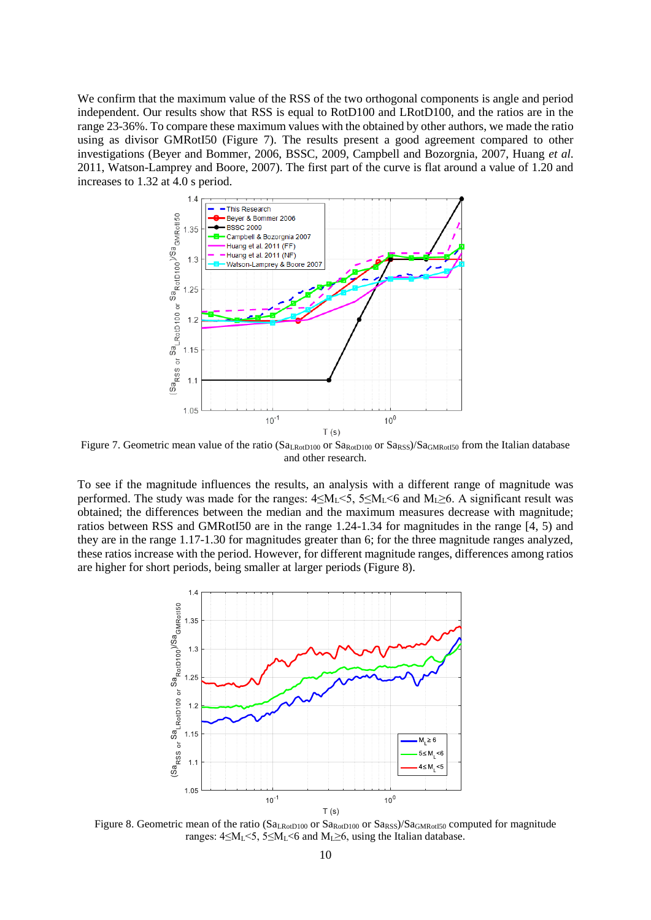We confirm that the maximum value of the RSS of the two orthogonal components is angle and period independent. Our results show that RSS is equal to RotD100 and LRotD100, and the ratios are in the range 23-36%. To compare these maximum values with the obtained by other authors, we made the ratio using as divisor GMRotI50 (Figure 7). The results present a good agreement compared to other investigations (Beyer and Bommer, 2006, BSSC, 2009, Campbell and Bozorgnia, 2007, Huang *et al.* 2011, Watson-Lamprey and Boore, 2007). The first part of the curve is flat around a value of 1.20 and increases to 1.32 at 4.0 s period.

Figure 7. Geometric mean value of the ratio ($Sa_{LRotD100}$ or $Sa_{RotD100}$ or $Sa_{RSS}$)/$Sa_{GMRotI50}$ from the Italian database and other research.

To see if the magnitude influences the results, an analysis with a different range of magnitude was performed. The study was made for the ranges: $4 \leq M_L < 5$, $5 \leq M_L < 6$ and $M_L \geq 6$. A significant result was obtained; the differences between the median and the maximum measures decrease with magnitude; ratios between RSS and GMRotI50 are in the range 1.24-1.34 for magnitudes in the range [4, 5) and they are in the range 1.17-1.30 for magnitudes greater than 6; for the three magnitude ranges analyzed, these ratios increase with the period. However, for different magnitude ranges, differences among ratios are higher for short periods, being smaller at larger periods (Figure 8).

Figure 8. Geometric mean of the ratio ($Sa_{LRotD100}$ or $Sa_{RotD100}$ or $Sa_{RSS}$)/$Sa_{GMRotI50}$ computed for magnitude ranges: $4 \leq M_L < 5$, $5 \leq M_L < 6$ and $M_L \geq 6$, using the Italian database.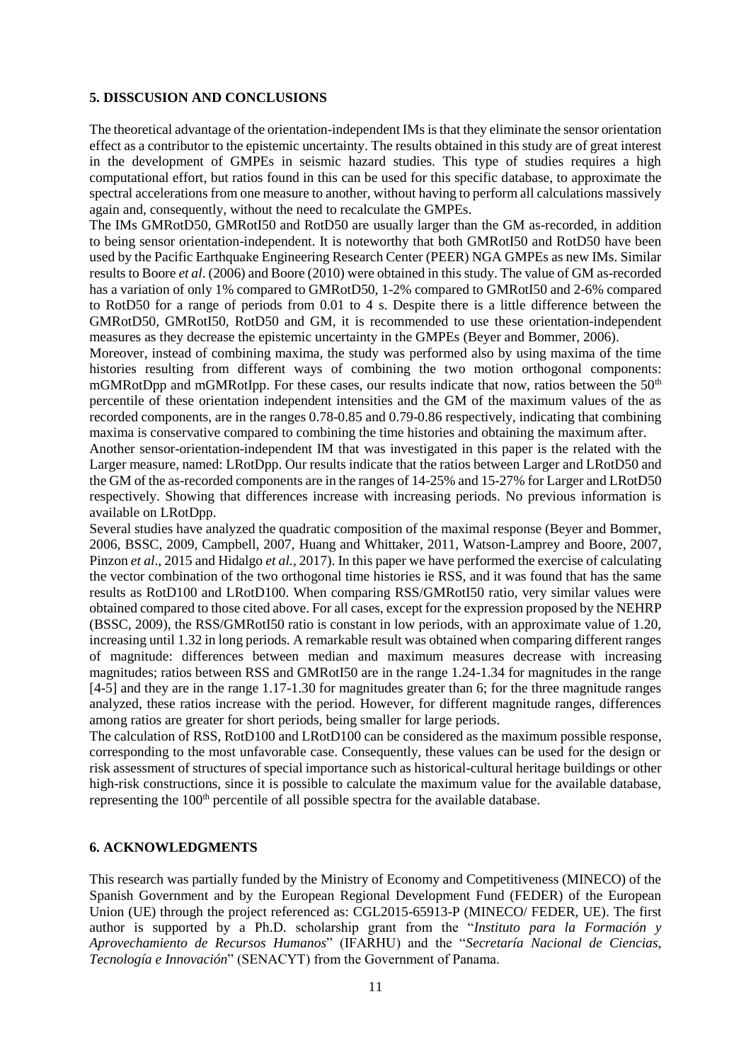## 5. DISSCUSION AND CONCLUSIONS

The theoretical advantage of the orientation-independent IMs is that they eliminate the sensor orientation effect as a contributor to the epistemic uncertainty. The results obtained in this study are of great interest in the development of GMPEs in seismic hazard studies. This type of studies requires a high computational effort, but ratios found in this can be used for this specific database, to approximate the spectral accelerations from one measure to another, without having to perform all calculations massively again and, consequently, without the need to recalculate the GMPEs.

The IMs GMRotD50, GMRotI50 and RotD50 are usually larger than the GM as-recorded, in addition to being sensor orientation-independent. It is noteworthy that both GMRotI50 and RotD50 have been used by the Pacific Earthquake Engineering Research Center (PEER) NGA GMPEs as new IMs. Similar results to Boore *et al*. (2006) and Boore (2010) were obtained in this study. The value of GM as-recorded has a variation of only 1% compared to GMRotD50, 1-2% compared to GMRotI50 and 2-6% compared to RotD50 for a range of periods from 0.01 to 4 s. Despite there is a little difference between the GMRotD50, GMRotI50, RotD50 and GM, it is recommended to use these orientation-independent measures as they decrease the epistemic uncertainty in the GMPEs (Beyer and Bommer, 2006).

Moreover, instead of combining maxima, the study was performed also by using maxima of the time histories resulting from different ways of combining the two motion orthogonal components: mGMRotDpp and mGMRotIpp. For these cases, our results indicate that now, ratios between the 50$^{th}$ percentile of these orientation independent intensities and the GM of the maximum values of the as recorded components, are in the ranges 0.78-0.85 and 0.79-0.86 respectively, indicating that combining maxima is conservative compared to combining the time histories and obtaining the maximum after.

Another sensor-orientation-independent IM that was investigated in this paper is the related with the Larger measure, named: LRotDpp. Our results indicate that the ratios between Larger and LRotD50 and the GM of the as-recorded components are in the ranges of 14-25% and 15-27% for Larger and LRotD50 respectively. Showing that differences increase with increasing periods. No previous information is available on LRotDpp.

Several studies have analyzed the quadratic composition of the maximal response (Beyer and Bommer, 2006, BSSC, 2009, Campbell, 2007, Huang and Whittaker, 2011, Watson-Lamprey and Boore, 2007, Pinzon *et al*., 2015 and Hidalgo *et al.*, 2017). In this paper we have performed the exercise of calculating the vector combination of the two orthogonal time histories ie RSS, and it was found that has the same results as RotD100 and LRotD100. When comparing RSS/GMRotI50 ratio, very similar values were obtained compared to those cited above. For all cases, except for the expression proposed by the NEHRP (BSSC, 2009), the RSS/GMRotI50 ratio is constant in low periods, with an approximate value of 1.20, increasing until 1.32 in long periods. A remarkable result was obtained when comparing different ranges of magnitude: differences between median and maximum measures decrease with increasing magnitudes; ratios between RSS and GMRotI50 are in the range 1.24-1.34 for magnitudes in the range [4-5] and they are in the range 1.17-1.30 for magnitudes greater than 6; for the three magnitude ranges analyzed, these ratios increase with the period. However, for different magnitude ranges, differences among ratios are greater for short periods, being smaller for large periods.

The calculation of RSS, RotD100 and LRotD100 can be considered as the maximum possible response, corresponding to the most unfavorable case. Consequently, these values can be used for the design or risk assessment of structures of special importance such as historical-cultural heritage buildings or other high-risk constructions, since it is possible to calculate the maximum value for the available database, representing the 100$^{th}$ percentile of all possible spectra for the available database.

## 6. ACKNOWLEDGMENTS

This research was partially funded by the Ministry of Economy and Competitiveness (MINECO) of the Spanish Government and by the European Regional Development Fund (FEDER) of the European Union (UE) through the project referenced as: CGL2015-65913-P (MINECO/ FEDER, UE). The first author is supported by a Ph.D. scholarship grant from the "*Instituto para la Formación y Aprovechamiento de Recursos Humanos*" (IFARHU) and the "*Secretaría Nacional de Ciencias, Tecnología e Innovación*" (SENACYT) from the Government of Panama.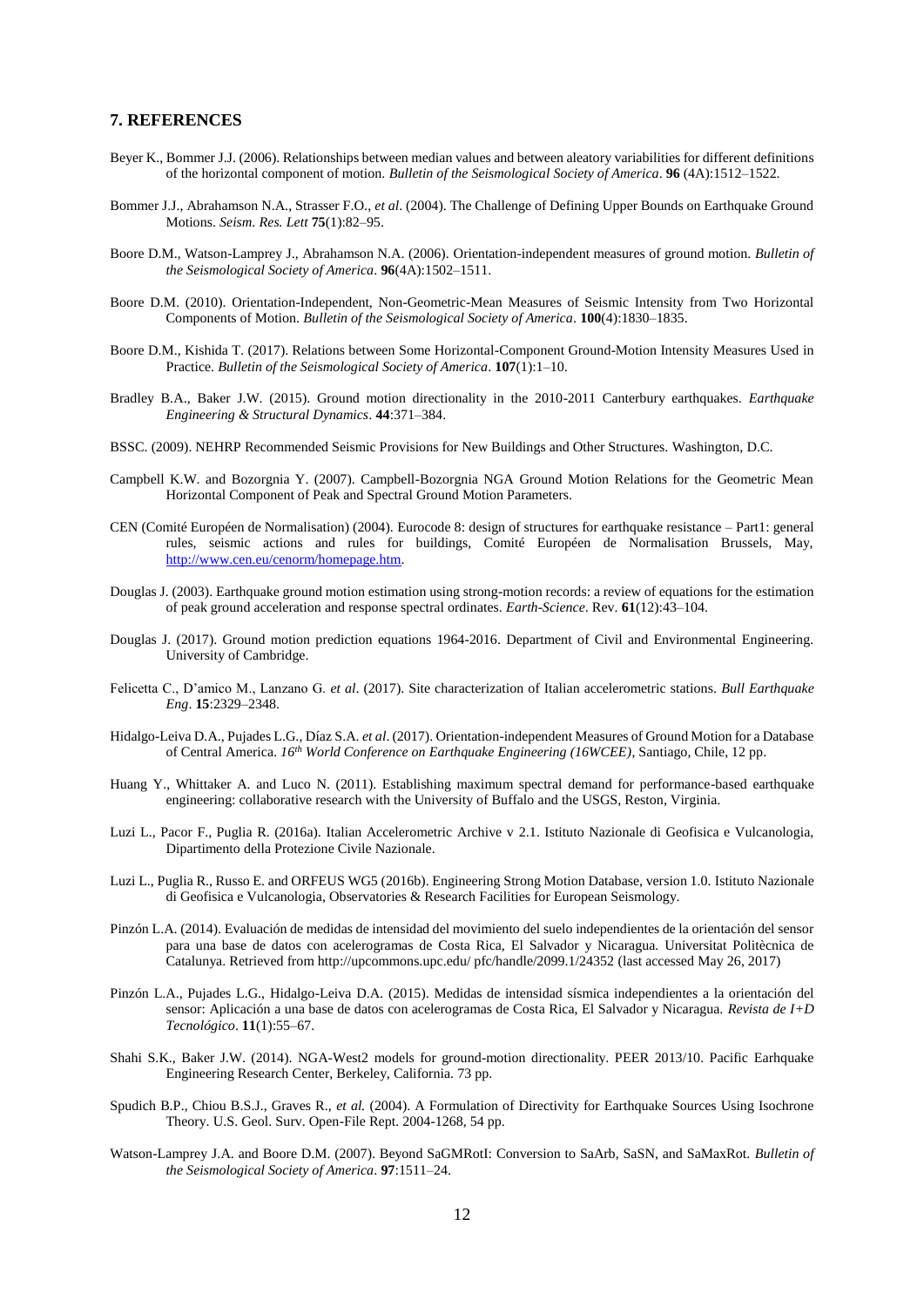## 7. REFERENCES

Beyer K., Bommer J.J. (2006). Relationships between median values and between aleatory variabilities for different definitions of the horizontal component of motion. *Bulletin of the Seismological Society of America*. **96** (4A):1512–1522.

Bommer J.J., Abrahamson N.A., Strasser F.O., *et al*. (2004). The Challenge of Defining Upper Bounds on Earthquake Ground Motions. *Seism. Res. Lett* **75**(1):82–95.

Boore D.M., Watson-Lamprey J., Abrahamson N.A. (2006). Orientation-independent measures of ground motion. *Bulletin of the Seismological Society of America*. **96**(4A):1502–1511.

Boore D.M. (2010). Orientation-Independent, Non-Geometric-Mean Measures of Seismic Intensity from Two Horizontal Components of Motion. *Bulletin of the Seismological Society of America*. **100**(4):1830–1835.

Boore D.M., Kishida T. (2017). Relations between Some Horizontal-Component Ground-Motion Intensity Measures Used in Practice. *Bulletin of the Seismological Society of America*. **107**(1):1–10.

Bradley B.A., Baker J.W. (2015). Ground motion directionality in the 2010-2011 Canterbury earthquakes. *Earthquake Engineering & Structural Dynamics*. **44**:371–384.

BSSC. (2009). NEHRP Recommended Seismic Provisions for New Buildings and Other Structures. Washington, D.C.

Campbell K.W. and Bozorgnia Y. (2007). Campbell-Bozorgnia NGA Ground Motion Relations for the Geometric Mean Horizontal Component of Peak and Spectral Ground Motion Parameters.

CEN (Comité Européen de Normalisation) (2004). Eurocode 8: design of structures for earthquake resistance – Part1: general rules, seismic actions and rules for buildings, Comité Européen de Normalisation Brussels, May, http://www.cen.eu/cenorm/homepage.htm.

Douglas J. (2003). Earthquake ground motion estimation using strong-motion records: a review of equations for the estimation of peak ground acceleration and response spectral ordinates. *Earth-Science*. Rev. **61**(12):43–104.

Douglas J. (2017). Ground motion prediction equations 1964-2016. Department of Civil and Environmental Engineering. University of Cambridge.

Felicetta C., D'amico M., Lanzano G. *et al*. (2017). Site characterization of Italian accelerometric stations. *Bull Earthquake Eng*. **15**:2329–2348.

Hidalgo-Leiva D.A., Pujades L.G., Díaz S.A. *et al*. (2017). Orientation-independent Measures of Ground Motion for a Database of Central America. *16th World Conference on Earthquake Engineering (16WCEE)*, Santiago, Chile, 12 pp.

Huang Y., Whittaker A. and Luco N. (2011). Establishing maximum spectral demand for performance-based earthquake engineering: collaborative research with the University of Buffalo and the USGS, Reston, Virginia.

Luzi L., Pacor F., Puglia R. (2016a). Italian Accelerometric Archive v 2.1. Istituto Nazionale di Geofisica e Vulcanologia, Dipartimento della Protezione Civile Nazionale.

Luzi L., Puglia R., Russo E. and ORFEUS WG5 (2016b). Engineering Strong Motion Database, version 1.0. Istituto Nazionale di Geofisica e Vulcanologia, Observatories & Research Facilities for European Seismology.

Pinzón L.A. (2014). Evaluación de medidas de intensidad del movimiento del suelo independientes de la orientación del sensor para una base de datos con acelerogramas de Costa Rica, El Salvador y Nicaragua. Universitat Politècnica de Catalunya. Retrieved from http://upcommons.upc.edu/ pfc/handle/2099.1/24352 (last accessed May 26, 2017)

Pinzón L.A., Pujades L.G., Hidalgo-Leiva D.A. (2015). Medidas de intensidad sísmica independientes a la orientación del sensor: Aplicación a una base de datos con acelerogramas de Costa Rica, El Salvador y Nicaragua. *Revista de I+D Tecnológico*. **11**(1):55–67.

Shahi S.K., Baker J.W. (2014). NGA-West2 models for ground-motion directionality. PEER 2013/10. Pacific Earhquake Engineering Research Center, Berkeley, California. 73 pp.

Spudich B.P., Chiou B.S.J., Graves R., *et al.* (2004). A Formulation of Directivity for Earthquake Sources Using Isochrone Theory. U.S. Geol. Surv. Open-File Rept. 2004-1268, 54 pp.

Watson-Lamprey J.A. and Boore D.M. (2007). Beyond SaGMRotI: Conversion to SaArb, SaSN, and SaMaxRot. *Bulletin of the Seismological Society of America*. **97**:1511–24.